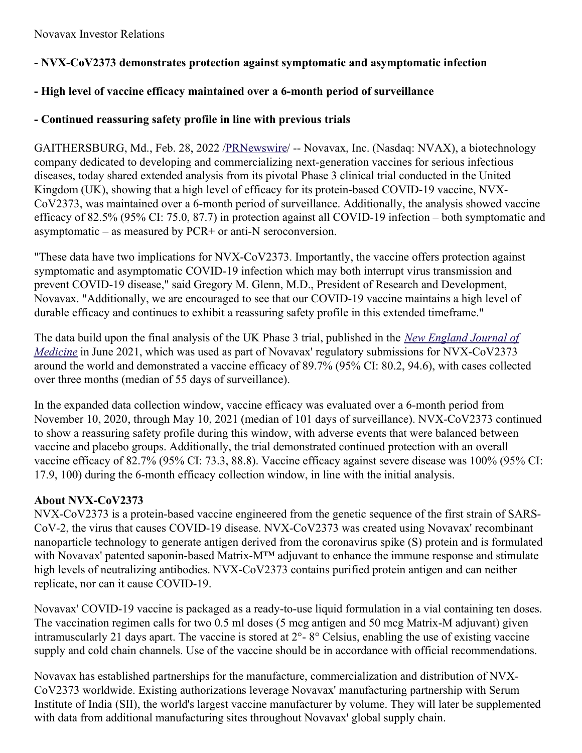Novavax Investor Relations

**- NVX-CoV2373 demonstrates protection against symptomatic and asymptomatic infection**

**- High level of vaccine efficacy maintained over a 6-month period of surveillance**

**- Continued reassuring safety profile in line with previous trials**

GAITHERSBURG, Md., Feb. 28, 2022 /PRNewswire/ -- Novavax, Inc. (Nasdaq: NVAX), a biotechnology company dedicated to developing and commercializing next-generation vaccines for serious infectious diseases, today shared extended analysis from its pivotal Phase 3 clinical trial conducted in the United Kingdom (UK), showing that a high level of efficacy for its protein-based COVID-19 vaccine, NVX-CoV2373, was maintained over a 6-month period of surveillance. Additionally, the analysis showed vaccine efficacy of 82.5% (95% CI: 75.0, 87.7) in protection against all COVID-19 infection – both symptomatic and asymptomatic – as measured by PCR+ or anti-N seroconversion.

"These data have two implications for NVX-CoV2373. Importantly, the vaccine offers protection against symptomatic and asymptomatic COVID-19 infection which may both interrupt virus transmission and prevent COVID-19 disease," said Gregory M. Glenn, M.D., President of Research and Development, Novavax. "Additionally, we are encouraged to see that our COVID-19 vaccine maintains a high level of durable efficacy and continues to exhibit a reassuring safety profile in this extended timeframe."

The data build upon the final analysis of the UK Phase 3 trial, published in the *New England Journal of Medicine* in June 2021, which was used as part of Novavax' regulatory submissions for NVX-CoV2373 around the world and demonstrated a vaccine efficacy of 89.7% (95% CI: 80.2, 94.6), with cases collected over three months (median of 55 days of surveillance).

In the expanded data collection window, vaccine efficacy was evaluated over a 6-month period from November 10, 2020, through May 10, 2021 (median of 101 days of surveillance). NVX-CoV2373 continued to show a reassuring safety profile during this window, with adverse events that were balanced between vaccine and placebo groups. Additionally, the trial demonstrated continued protection with an overall vaccine efficacy of 82.7% (95% CI: 73.3, 88.8). Vaccine efficacy against severe disease was 100% (95% CI: 17.9, 100) during the 6-month efficacy collection window, in line with the initial analysis.

**About NVX-CoV2373**

NVX-CoV2373 is a protein-based vaccine engineered from the genetic sequence of the first strain of SARS-CoV-2, the virus that causes COVID-19 disease. NVX-CoV2373 was created using Novavax' recombinant nanoparticle technology to generate antigen derived from the coronavirus spike (S) protein and is formulated with Novavax' patented saponin-based Matrix-M™ adjuvant to enhance the immune response and stimulate high levels of neutralizing antibodies. NVX-CoV2373 contains purified protein antigen and can neither replicate, nor can it cause COVID-19.

Novavax' COVID-19 vaccine is packaged as a ready-to-use liquid formulation in a vial containing ten doses. The vaccination regimen calls for two 0.5 ml doses (5 mcg antigen and 50 mcg Matrix-M adjuvant) given intramuscularly 21 days apart. The vaccine is stored at 2°- 8° Celsius, enabling the use of existing vaccine supply and cold chain channels. Use of the vaccine should be in accordance with official recommendations.

Novavax has established partnerships for the manufacture, commercialization and distribution of NVX-CoV2373 worldwide. Existing authorizations leverage Novavax' manufacturing partnership with Serum Institute of India (SII), the world's largest vaccine manufacturer by volume. They will later be supplemented with data from additional manufacturing sites throughout Novavax' global supply chain.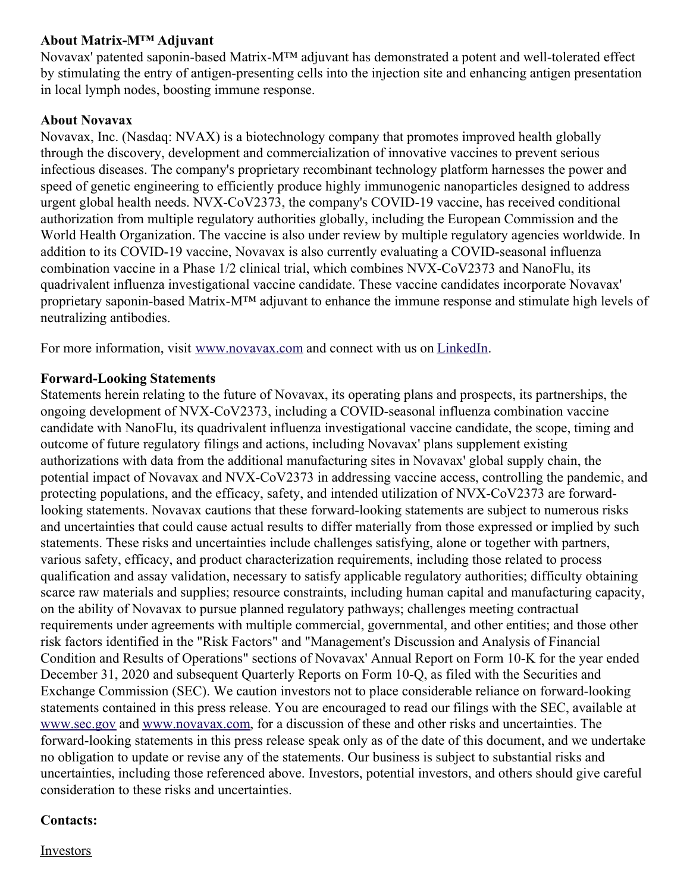**About Matrix-M™ Adjuvant**

Novavax' patented saponin-based Matrix-M™ adjuvant has demonstrated a potent and well-tolerated effect by stimulating the entry of antigen-presenting cells into the injection site and enhancing antigen presentation in local lymph nodes, boosting immune response.

**About Novavax**

Novavax, Inc. (Nasdaq: NVAX) is a biotechnology company that promotes improved health globally through the discovery, development and commercialization of innovative vaccines to prevent serious infectious diseases. The company's proprietary recombinant technology platform harnesses the power and speed of genetic engineering to efficiently produce highly immunogenic nanoparticles designed to address urgent global health needs. NVX-CoV2373, the company's COVID-19 vaccine, has received conditional authorization from multiple regulatory authorities globally, including the European Commission and the World Health Organization. The vaccine is also under review by multiple regulatory agencies worldwide. In addition to its COVID-19 vaccine, Novavax is also currently evaluating a COVID-seasonal influenza combination vaccine in a Phase 1/2 clinical trial, which combines NVX-CoV2373 and NanoFlu, its quadrivalent influenza investigational vaccine candidate. These vaccine candidates incorporate Novavax' proprietary saponin-based Matrix-M™ adjuvant to enhance the immune response and stimulate high levels of neutralizing antibodies.

For more information, visit [www.novavax.com](www.novavax.com) and connect with us on [LinkedIn](LinkedIn).

**Forward-Looking Statements**

Statements herein relating to the future of Novavax, its operating plans and prospects, its partnerships, the ongoing development of NVX-CoV2373, including a COVID-seasonal influenza combination vaccine candidate with NanoFlu, its quadrivalent influenza investigational vaccine candidate, the scope, timing and outcome of future regulatory filings and actions, including Novavax' plans supplement existing authorizations with data from the additional manufacturing sites in Novavax' global supply chain, the potential impact of Novavax and NVX-CoV2373 in addressing vaccine access, controlling the pandemic, and protecting populations, and the efficacy, safety, and intended utilization of NVX-CoV2373 are forward-looking statements. Novavax cautions that these forward-looking statements are subject to numerous risks and uncertainties that could cause actual results to differ materially from those expressed or implied by such statements. These risks and uncertainties include challenges satisfying, alone or together with partners, various safety, efficacy, and product characterization requirements, including those related to process qualification and assay validation, necessary to satisfy applicable regulatory authorities; difficulty obtaining scarce raw materials and supplies; resource constraints, including human capital and manufacturing capacity, on the ability of Novavax to pursue planned regulatory pathways; challenges meeting contractual requirements under agreements with multiple commercial, governmental, and other entities; and those other risk factors identified in the "Risk Factors" and "Management's Discussion and Analysis of Financial Condition and Results of Operations" sections of Novavax' Annual Report on Form 10-K for the year ended December 31, 2020 and subsequent Quarterly Reports on Form 10-Q, as filed with the Securities and Exchange Commission (SEC). We caution investors not to place considerable reliance on forward-looking statements contained in this press release. You are encouraged to read our filings with the SEC, available at [www.sec.gov](www.sec.gov) and [www.novavax.com](www.novavax.com), for a discussion of these and other risks and uncertainties. The forward-looking statements in this press release speak only as of the date of this document, and we undertake no obligation to update or revise any of the statements. Our business is subject to substantial risks and uncertainties, including those referenced above. Investors, potential investors, and others should give careful consideration to these risks and uncertainties.

**Contacts:**

Investors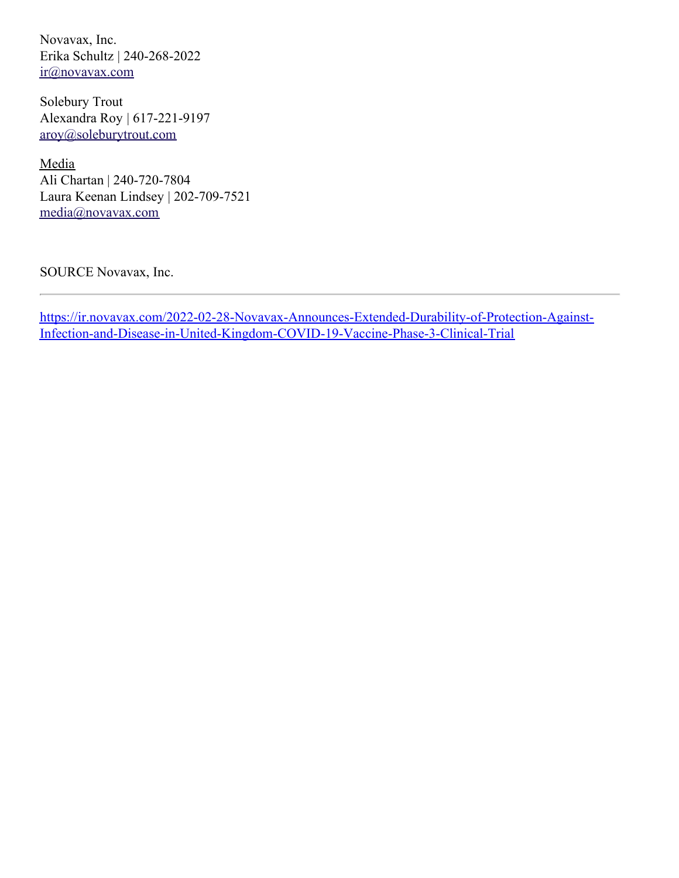Novavax, Inc.
Erika Schultz | 240-268-2022
ir@novavax.com

Solebury Trout
Alexandra Roy | 617-221-9197
aroy@soleburytrout.com

Media
Ali Chartan | 240-720-7804
Laura Keenan Lindsey | 202-709-7521
media@novavax.com

SOURCE Novavax, Inc.

---

https://ir.novavax.com/2022-02-28-Novavax-Announces-Extended-Durability-of-Protection-Against-Infection-and-Disease-in-United-Kingdom-COVID-19-Vaccine-Phase-3-Clinical-Trial